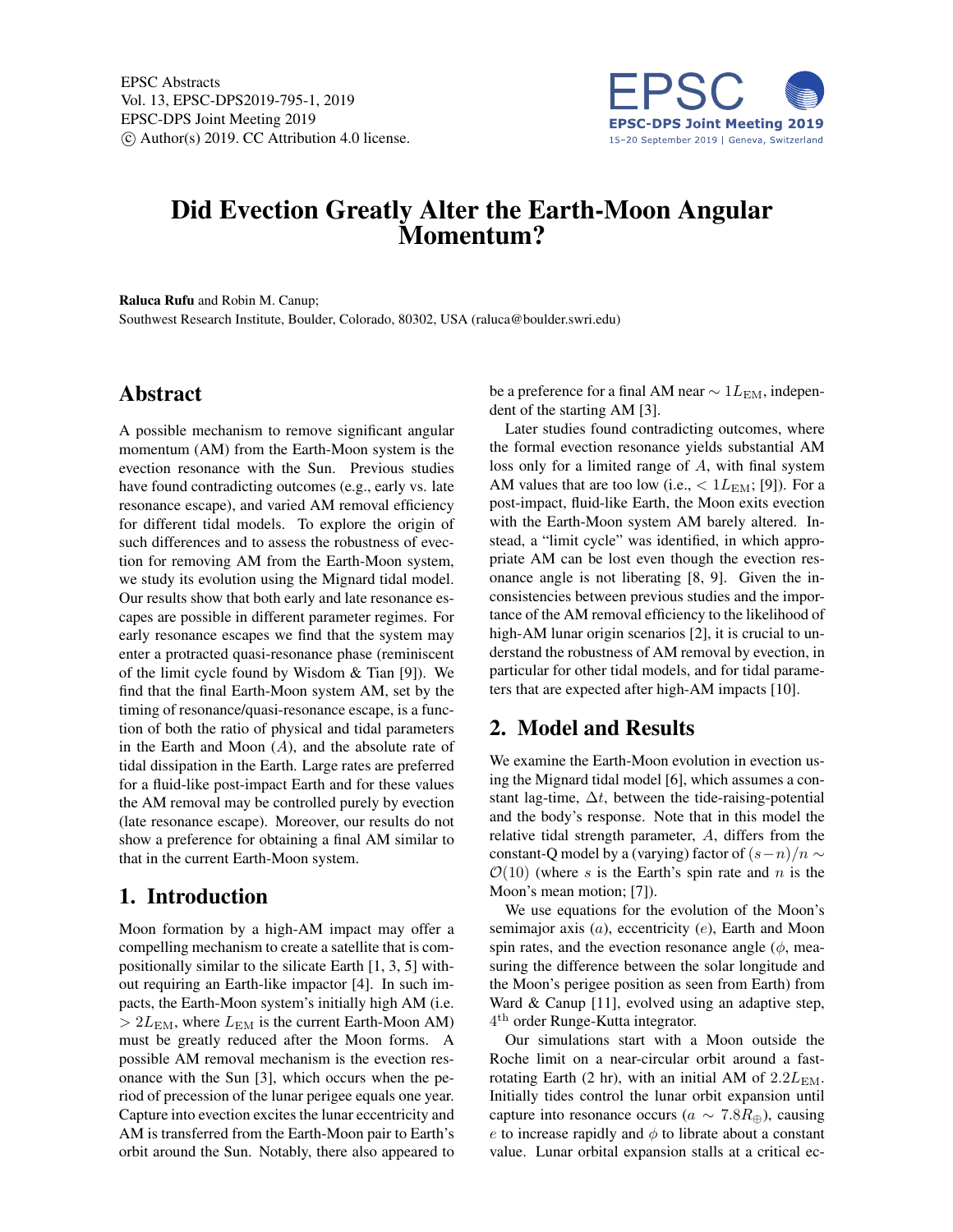# Did Evection Greatly Alter the Earth-Moon Angular Momentum?

**Raluca Rufu** and Robin M. Canup;
Southwest Research Institute, Boulder, Colorado, 80302, USA (raluca@boulder.swri.edu)

## Abstract

A possible mechanism to remove significant angular momentum (AM) from the Earth-Moon system is the evection resonance with the Sun. Previous studies have found contradicting outcomes (e.g., early vs. late resonance escape), and varied AM removal efficiency for different tidal models. To explore the origin of such differences and to assess the robustness of evection for removing AM from the Earth-Moon system, we study its evolution using the Mignard tidal model. Our results show that both early and late resonance escapes are possible in different parameter regimes. For early resonance escapes we find that the system may enter a protracted quasi-resonance phase (reminiscent of the limit cycle found by Wisdom & Tian [9]). We find that the final Earth-Moon system AM, set by the timing of resonance/quasi-resonance escape, is a function of both the ratio of physical and tidal parameters in the Earth and Moon ($A$), and the absolute rate of tidal dissipation in the Earth. Large rates are preferred for a fluid-like post-impact Earth and for these values the AM removal may be controlled purely by evection (late resonance escape). Moreover, our results do not show a preference for obtaining a final AM similar to that in the current Earth-Moon system.

## 1. Introduction

Moon formation by a high-AM impact may offer a compelling mechanism to create a satellite that is compositionally similar to the silicate Earth [1, 3, 5] without requiring an Earth-like impactor [4]. In such impacts, the Earth-Moon system's initially high AM (i.e. $> 2L_{\rm EM}$, where $L_{\rm EM}$ is the current Earth-Moon AM) must be greatly reduced after the Moon forms. A possible AM removal mechanism is the evection resonance with the Sun [3], which occurs when the period of precession of the lunar perigee equals one year. Capture into evection excites the lunar eccentricity and AM is transferred from the Earth-Moon pair to Earth's orbit around the Sun. Notably, there also appeared to be a preference for a final AM near $\sim 1L_{\rm EM}$, independent of the starting AM [3].

Later studies found contradicting outcomes, where the formal evection resonance yields substantial AM loss only for a limited range of $A$, with final system AM values that are too low (i.e., $< 1L_{\rm EM}$; [9]). For a post-impact, fluid-like Earth, the Moon exits evection with the Earth-Moon system AM barely altered. Instead, a "limit cycle" was identified, in which appropriate AM can be lost even though the evection resonance angle is not liberating [8, 9]. Given the inconsistencies between previous studies and the importance of the AM removal efficiency to the likelihood of high-AM lunar origin scenarios [2], it is crucial to understand the robustness of AM removal by evection, in particular for other tidal models, and for tidal parameters that are expected after high-AM impacts [10].

## 2. Model and Results

We examine the Earth-Moon evolution in evection using the Mignard tidal model [6], which assumes a constant lag-time, $\Delta t$, between the tide-raising-potential and the body's response. Note that in this model the relative tidal strength parameter, $A$, differs from the constant-Q model by a (varying) factor of $(s-n)/n \sim \mathcal{O}(10)$ (where $s$ is the Earth's spin rate and $n$ is the Moon's mean motion; [7]).

We use equations for the evolution of the Moon's semimajor axis ($a$), eccentricity ($e$), Earth and Moon spin rates, and the evection resonance angle ($\phi$, measuring the difference between the solar longitude and the Moon's perigee position as seen from Earth) from Ward & Canup [11], evolved using an adaptive step, $4^{\rm th}$ order Runge-Kutta integrator.

Our simulations start with a Moon outside the Roche limit on a near-circular orbit around a fast-rotating Earth (2 hr), with an initial AM of $2.2L_{\rm EM}$. Initially tides control the lunar orbit expansion until capture into resonance occurs ($a \sim 7.8R_{\oplus}$), causing $e$ to increase rapidly and $\phi$ to librate about a constant value. Lunar orbital expansion stalls at a critical ec-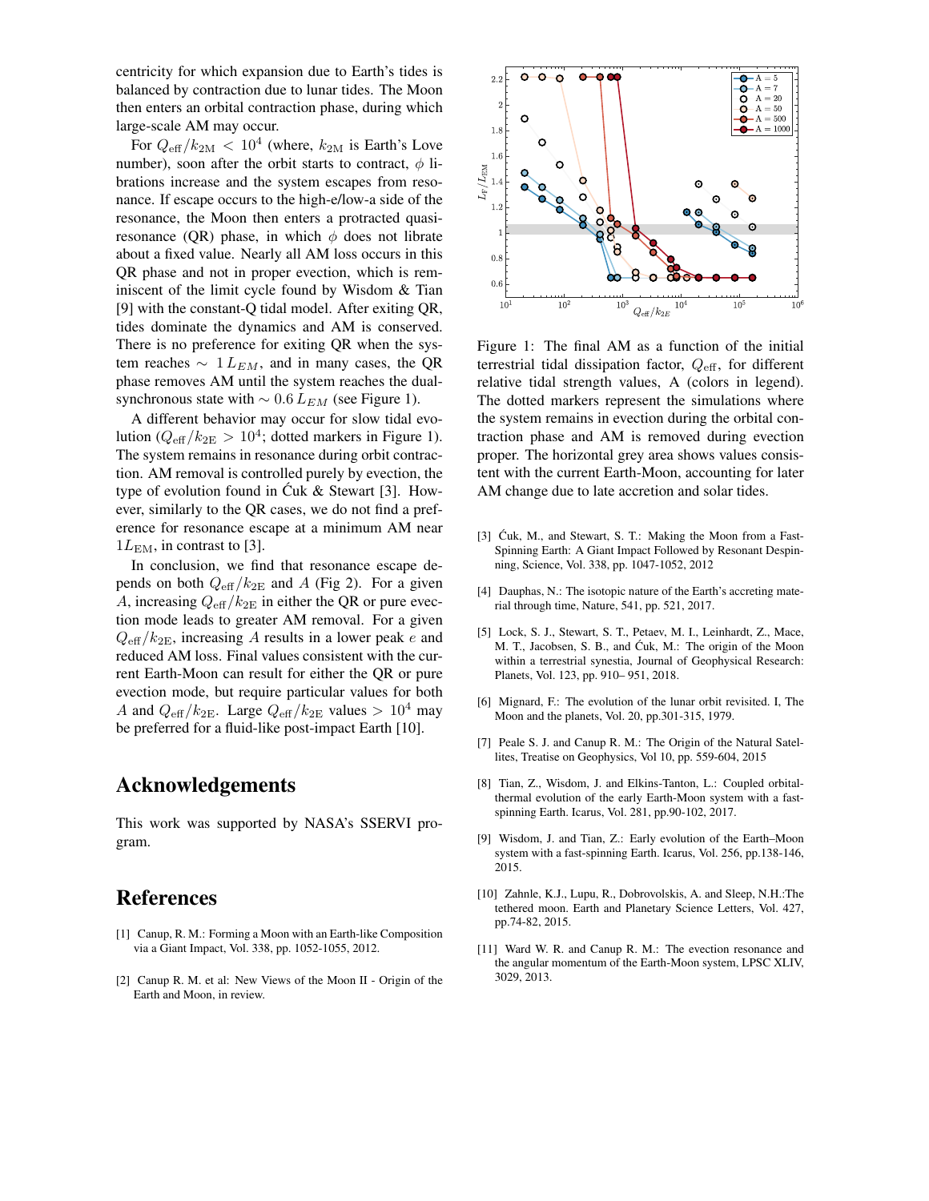centricity for which expansion due to Earth's tides is balanced by contraction due to lunar tides. The Moon then enters an orbital contraction phase, during which large-scale AM may occur.

For $Q_{\text{eff}}/k_{2\text{M}} < 10^4$ (where, $k_{2\text{M}}$ is Earth's Love number), soon after the orbit starts to contract, $\phi$ librations increase and the system escapes from resonance. If escape occurs to the high-e/low-a side of the resonance, the Moon then enters a protracted quasi-resonance (QR) phase, in which $\phi$ does not librate about a fixed value. Nearly all AM loss occurs in this QR phase and not in proper evection, which is reminiscent of the limit cycle found by Wisdom & Tian [9] with the constant-Q tidal model. After exiting QR, tides dominate the dynamics and AM is conserved. There is no preference for exiting QR when the system reaches $\sim 1\,L_{EM}$, and in many cases, the QR phase removes AM until the system reaches the dual-synchronous state with $\sim 0.6\,L_{EM}$ (see Figure 1).

A different behavior may occur for slow tidal evolution ($Q_{\text{eff}}/k_{2\text{E}} > 10^4$; dotted markers in Figure 1). The system remains in resonance during orbit contraction. AM removal is controlled purely by evection, the type of evolution found in Ćuk & Stewart [3]. However, similarly to the QR cases, we do not find a preference for resonance escape at a minimum AM near $1L_{\text{EM}}$, in contrast to [3].

In conclusion, we find that resonance escape depends on both $Q_{\text{eff}}/k_{2\text{E}}$ and $A$ (Fig 2). For a given $A$, increasing $Q_{\text{eff}}/k_{2\text{E}}$ in either the QR or pure evection mode leads to greater AM removal. For a given $Q_{\text{eff}}/k_{2\text{E}}$, increasing $A$ results in a lower peak $e$ and reduced AM loss. Final values consistent with the current Earth-Moon can result for either the QR or pure evection mode, but require particular values for both $A$ and $Q_{\text{eff}}/k_{2\text{E}}$. Large $Q_{\text{eff}}/k_{2\text{E}}$ values $> 10^4$ may be preferred for a fluid-like post-impact Earth [10].

## Acknowledgements

This work was supported by NASA's SSERVI program.

## References

[1] Canup, R. M.: Forming a Moon with an Earth-like Composition via a Giant Impact, Vol. 338, pp. 1052-1055, 2012.

[2] Canup R. M. et al: New Views of the Moon II - Origin of the Earth and Moon, in review.

$L_F/L_{EM}$

$Q_{\text{eff}}/k_{2E}$

A = 5
A = 7
A = 20
A = 50
A = 500
A = 1000

Figure 1: The final AM as a function of the initial terrestrial tidal dissipation factor, $Q_{\text{eff}}$, for different relative tidal strength values, A (colors in legend). The dotted markers represent the simulations where the system remains in evection during the orbital contraction phase and AM is removed during evection proper. The horizontal grey area shows values consistent with the current Earth-Moon, accounting for later AM change due to late accretion and solar tides.

[3] Ćuk, M., and Stewart, S. T.: Making the Moon from a Fast-Spinning Earth: A Giant Impact Followed by Resonant Despinning, Science, Vol. 338, pp. 1047-1052, 2012

[4] Dauphas, N.: The isotopic nature of the Earth's accreting material through time, Nature, 541, pp. 521, 2017.

[5] Lock, S. J., Stewart, S. T., Petaev, M. I., Leinhardt, Z., Mace, M. T., Jacobsen, S. B., and Ćuk, M.: The origin of the Moon within a terrestrial synestia, Journal of Geophysical Research: Planets, Vol. 123, pp. 910– 951, 2018.

[6] Mignard, F.: The evolution of the lunar orbit revisited. I, The Moon and the planets, Vol. 20, pp.301-315, 1979.

[7] Peale S. J. and Canup R. M.: The Origin of the Natural Satellites, Treatise on Geophysics, Vol 10, pp. 559-604, 2015

[8] Tian, Z., Wisdom, J. and Elkins-Tanton, L.: Coupled orbital-thermal evolution of the early Earth-Moon system with a fast-spinning Earth. Icarus, Vol. 281, pp.90-102, 2017.

[9] Wisdom, J. and Tian, Z.: Early evolution of the Earth-Moon system with a fast-spinning Earth. Icarus, Vol. 256, pp.138-146, 2015.

[10] Zahnle, K.J., Lupu, R., Dobrovolskis, A. and Sleep, N.H.:The tethered moon. Earth and Planetary Science Letters, Vol. 427, pp.74-82, 2015.

[11] Ward W. R. and Canup R. M.: The evection resonance and the angular momentum of the Earth-Moon system, LPSC XLIV, 3029, 2013.